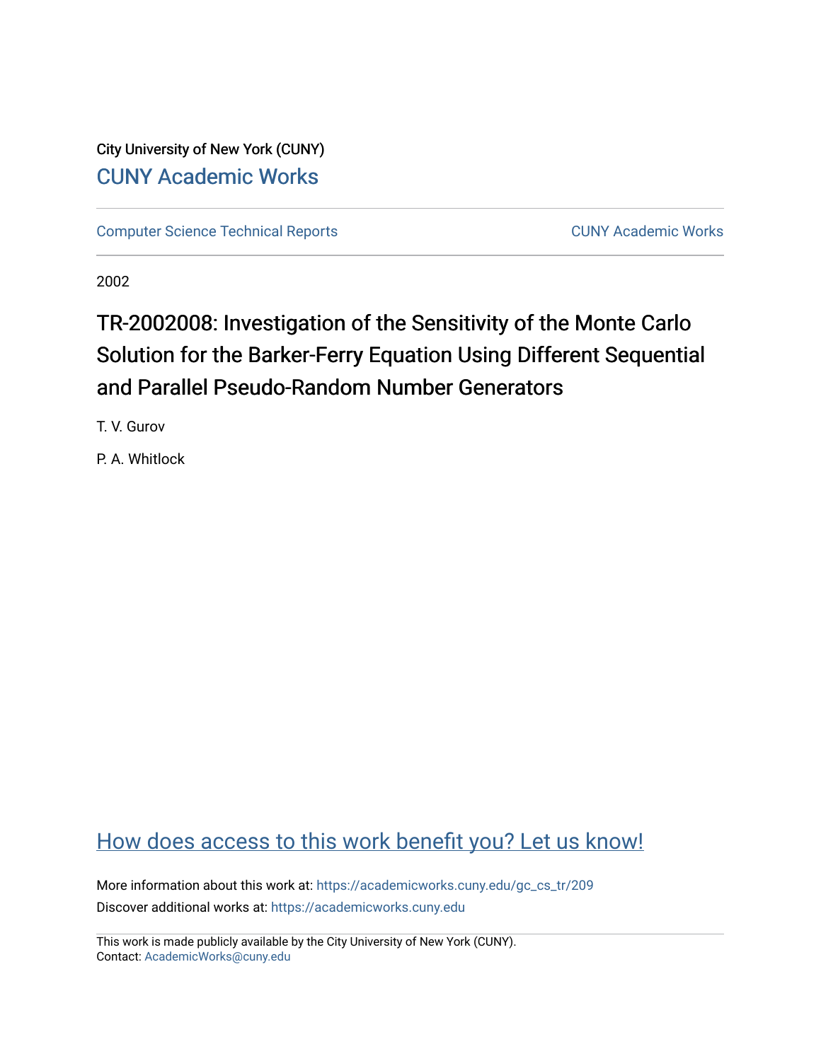City University of New York (CUNY)

CUNY Academic Works

Computer Science Technical Reports | CUNY Academic Works

2002

# TR-2002008: Investigation of the Sensitivity of the Monte Carlo Solution for the Barker-Ferry Equation Using Different Sequential and Parallel Pseudo-Random Number Generators

T. V. Gurov

P. A. Whitlock

How does access to this work benefit you? Let us know!

More information about this work at: https://academicworks.cuny.edu/gc_cs_tr/209

Discover additional works at: https://academicworks.cuny.edu

This work is made publicly available by the City University of New York (CUNY).
Contact: AcademicWorks@cuny.edu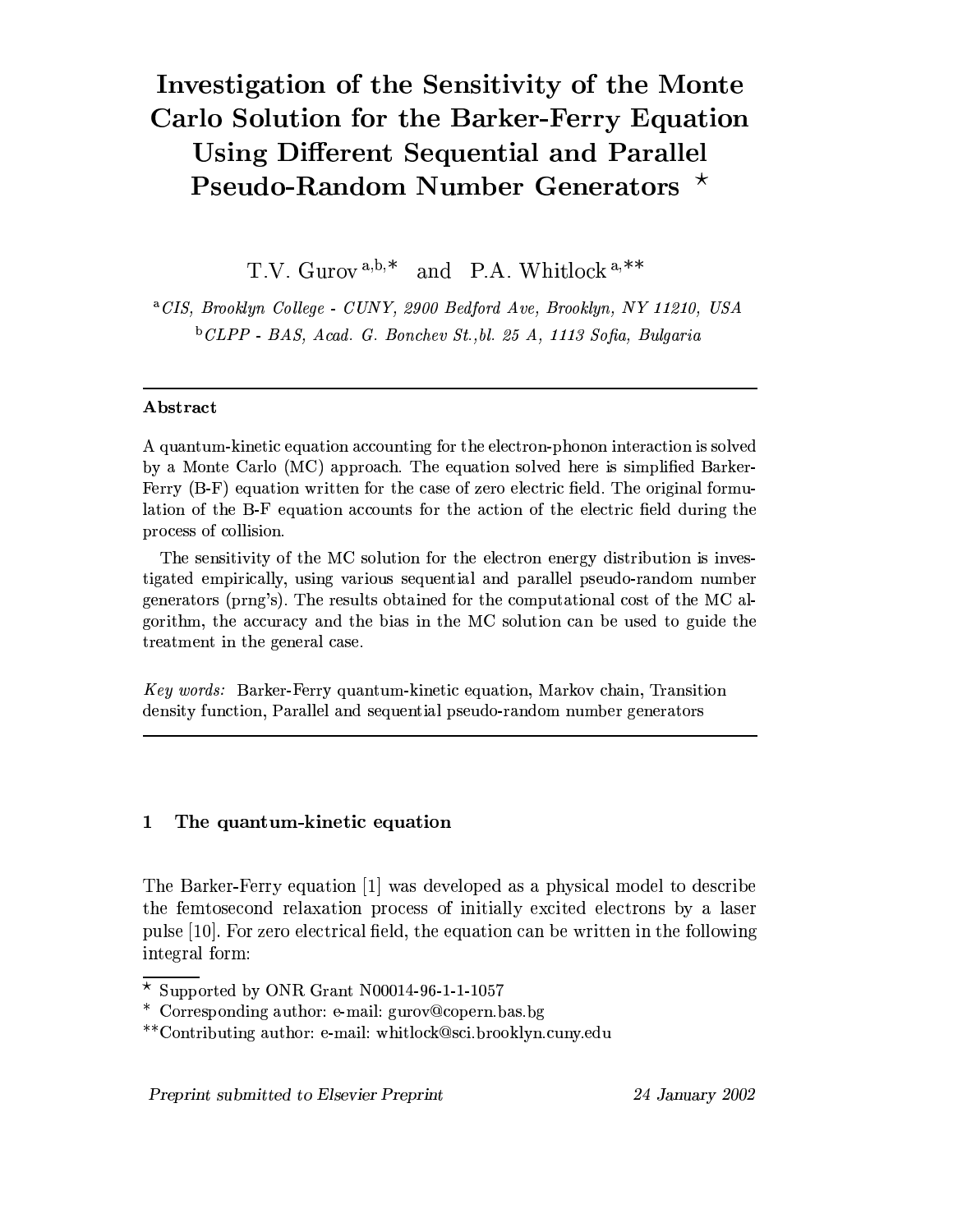# Investigation of the Sensitivity of the Monte Carlo Solution for the Barker-Ferry Equation Using Different Sequential and Parallel Pseudo-Random Number Generators ⋆

T.V. Gurov [a,b,*] and P.A. Whitlock [a,**]

[a] *CIS, Brooklyn College - CUNY, 2900 Bedford Ave, Brooklyn, NY 11210, USA*

[b] *CLPP - BAS, Acad. G. Bonchev St.,bl. 25 A, 1113 Sofia, Bulgaria*

---

**Abstract**

A quantum-kinetic equation accounting for the electron-phonon interaction is solved by a Monte Carlo (MC) approach. The equation solved here is simplified Barker-Ferry (B-F) equation written for the case of zero electric field. The original formulation of the B-F equation accounts for the action of the electric field during the process of collision.

The sensitivity of the MC solution for the electron energy distribution is investigated empirically, using various sequential and parallel pseudo-random number generators (prng's). The results obtained for the computational cost of the MC algorithm, the accuracy and the bias in the MC solution can be used to guide the treatment in the general case.

*Key words:* Barker-Ferry quantum-kinetic equation, Markov chain, Transition density function, Parallel and sequential pseudo-random number generators

---

## 1 The quantum-kinetic equation

The Barker-Ferry equation [1] was developed as a physical model to describe the femtosecond relaxation process of initially excited electrons by a laser pulse [10]. For zero electrical field, the equation can be written in the following integral form:

⋆ Supported by ONR Grant N00014-96-1-1-1057

\* Corresponding author: e-mail: gurov@copern.bas.bg

\*\*Contributing author: e-mail: whitlock@sci.brooklyn.cuny.edu

*Preprint submitted to Elsevier Preprint* — *24 January 2002*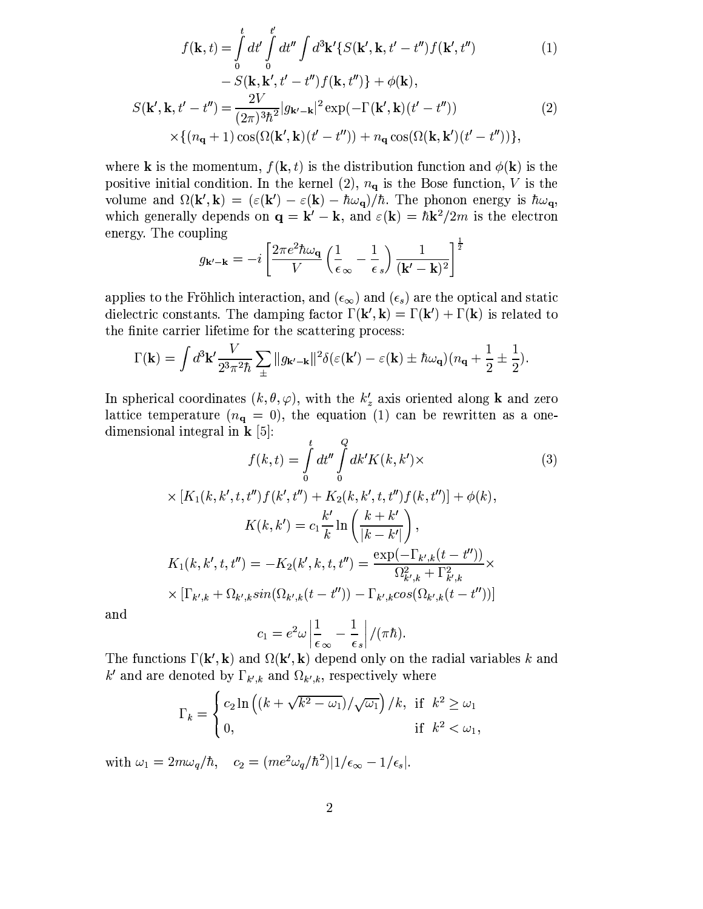$$f(\mathbf{k},t) = \int_0^t dt' \int_0^{t'} dt'' \int d^3\mathbf{k}' \{ S(\mathbf{k}',\mathbf{k},t'-t'') f(\mathbf{k}',t'') \tag{1}$$

$$- S(\mathbf{k},\mathbf{k}',t'-t'') f(\mathbf{k},t'')\} + \phi(\mathbf{k}),$$

$$S(\mathbf{k}',\mathbf{k},t'-t'') = \frac{2V}{(2\pi)^3\hbar^2} |g_{\mathbf{k}'-\mathbf{k}}|^2 \exp(-\Gamma(\mathbf{k}',\mathbf{k})(t'-t'')) \tag{2}$$

$$\times \{(n_{\mathbf{q}}+1)\cos(\Omega(\mathbf{k}',\mathbf{k})(t'-t'')) + n_{\mathbf{q}} \cos(\Omega(\mathbf{k},\mathbf{k}')(t'-t''))\},$$

where $\mathbf{k}$ is the momentum, $f(\mathbf{k},t)$ is the distribution function and $\phi(\mathbf{k})$ is the positive initial condition. In the kernel (2), $n_{\mathbf{q}}$ is the Bose function, $V$ is the volume and $\Omega(\mathbf{k}',\mathbf{k}) = (\varepsilon(\mathbf{k}') - \varepsilon(\mathbf{k}) - \hbar\omega_{\mathbf{q}})/\hbar$. The phonon energy is $\hbar\omega_{\mathbf{q}}$, which generally depends on $\mathbf{q} = \mathbf{k}' - \mathbf{k}$, and $\varepsilon(\mathbf{k}) = \hbar\mathbf{k}^2/2m$ is the electron energy. The coupling

$$g_{\mathbf{k}'-\mathbf{k}} = -i \left[ \frac{2\pi e^2 \hbar\omega_{\mathbf{q}}}{V} \left( \frac{1}{\epsilon_\infty} - \frac{1}{\epsilon_s} \right) \frac{1}{(\mathbf{k}'-\mathbf{k})^2} \right]^{\frac{1}{2}}$$

applies to the Fröhlich interaction, and $(\epsilon_\infty)$ and $(\epsilon_s)$ are the optical and static dielectric constants. The damping factor $\Gamma(\mathbf{k}',\mathbf{k}) = \Gamma(\mathbf{k}') + \Gamma(\mathbf{k})$ is related to the finite carrier lifetime for the scattering process:

$$\Gamma(\mathbf{k}) = \int d^3\mathbf{k}' \frac{V}{2^3\pi^2\hbar} \sum_{\pm} \|g_{\mathbf{k}'-\mathbf{k}}\|^2 \delta(\varepsilon(\mathbf{k}') - \varepsilon(\mathbf{k}) \pm \hbar\omega_{\mathbf{q}})(n_{\mathbf{q}} + \frac{1}{2} \pm \frac{1}{2}).$$

In spherical coordinates $(k,\theta,\varphi)$, with the $k'_z$ axis oriented along $\mathbf{k}$ and zero lattice temperature ($n_{\mathbf{q}} = 0$), the equation (1) can be rewritten as a one-dimensional integral in $\mathbf{k}$ [5]:

$$f(k,t) = \int_0^t dt'' \int_0^Q dk' K(k,k') \times \tag{3}$$

$$\times \left[ K_1(k,k',t,t'') f(k',t'') + K_2(k,k',t,t'') f(k,t'') \right] + \phi(k),$$

$$K(k,k') = c_1 \frac{k'}{k} \ln\left( \frac{k+k'}{|k-k'|} \right),$$

$$K_1(k,k',t,t'') = -K_2(k',k,t,t'') = \frac{\exp(-\Gamma_{k',k}(t-t''))}{\Omega^2_{k',k} + \Gamma^2_{k',k}} \times$$

$$\times \left[ \Gamma_{k',k} + \Omega_{k',k} sin(\Omega_{k',k}(t-t'')) - \Gamma_{k',k} cos(\Omega_{k',k}(t-t'')) \right]$$

and

$$c_1 = e^2\omega \left| \frac{1}{\epsilon_\infty} - \frac{1}{\epsilon_s} \right| / (\pi\hbar).$$

The functions $\Gamma(\mathbf{k}',\mathbf{k})$ and $\Omega(\mathbf{k}',\mathbf{k})$ depend only on the radial variables $k$ and $k'$ and are denoted by $\Gamma_{k',k}$ and $\Omega_{k',k}$, respectively where

$$\Gamma_k = \begin{cases} c_2 \ln\left( (k + \sqrt{k^2 - \omega_1})/\sqrt{\omega_1} \right)/k, & \text{if } \; k^2 \geq \omega_1 \\ 0, & \text{if } \; k^2 < \omega_1, \end{cases}$$

with $\omega_1 = 2m\omega_q/\hbar, \quad c_2 = (me^2\omega_q/\hbar^2)|1/\epsilon_\infty - 1/\epsilon_s|$.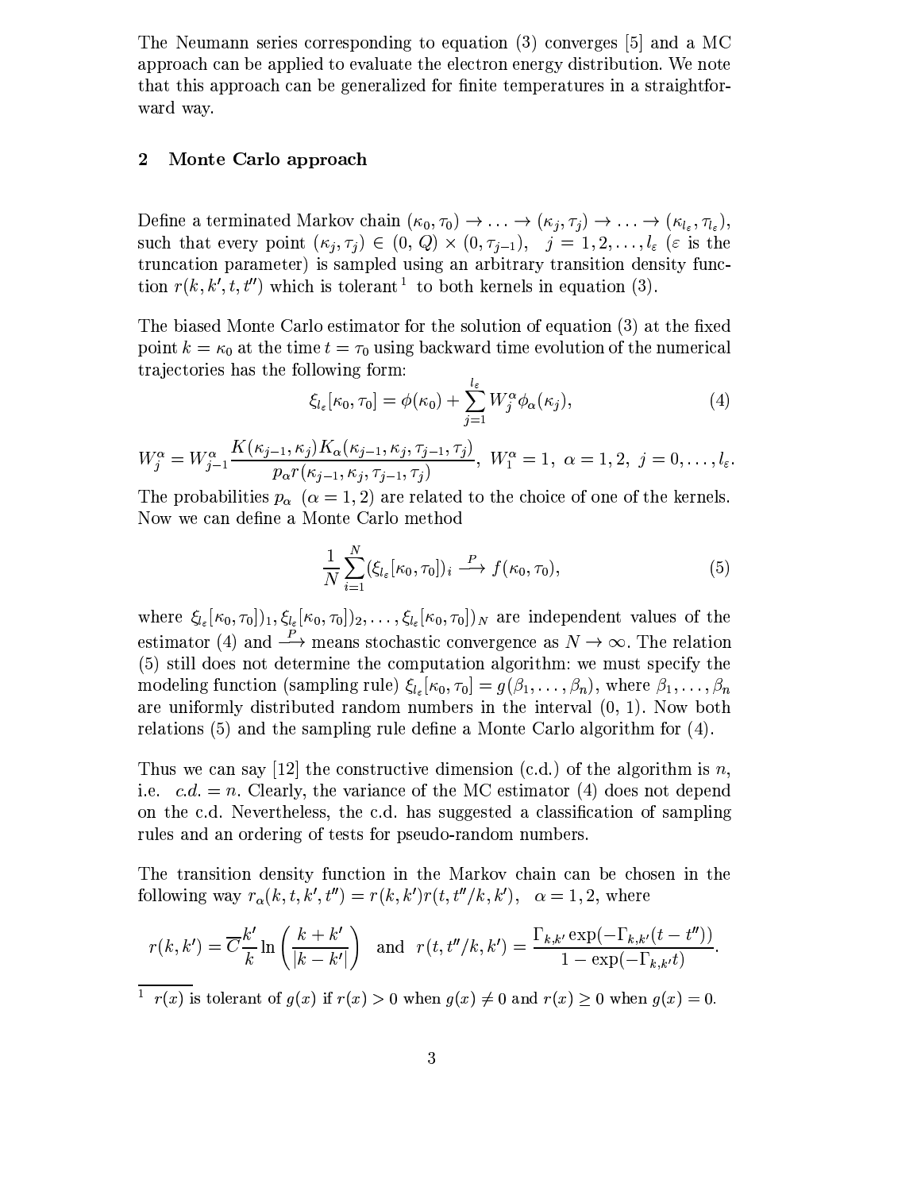The Neumann series corresponding to equation (3) converges [5] and a MC approach can be applied to evaluate the electron energy distribution. We note that this approach can be generalized for finite temperatures in a straightforward way.

## 2 Monte Carlo approach

Define a terminated Markov chain $(\kappa_0, \tau_0) \to \ldots \to (\kappa_j, \tau_j) \to \ldots \to (\kappa_{l_\varepsilon}, \tau_{l_\varepsilon})$, such that every point $(\kappa_j, \tau_j) \in (0, Q) \times (0, \tau_{j-1})$, $j = 1, 2, \ldots, l_\varepsilon$ ($\varepsilon$ is the truncation parameter) is sampled using an arbitrary transition density function $r(k, k', t, t'')$ which is tolerant [1] to both kernels in equation (3).

The biased Monte Carlo estimator for the solution of equation (3) at the fixed point $k = \kappa_0$ at the time $t = \tau_0$ using backward time evolution of the numerical trajectories has the following form:

$$\xi_{l_\varepsilon}[\kappa_0, \tau_0] = \phi(\kappa_0) + \sum_{j=1}^{l_\varepsilon} W_j^\alpha \phi_\alpha(\kappa_j), \tag{4}$$

$$W_j^\alpha = W_{j-1}^\alpha \frac{K(\kappa_{j-1}, \kappa_j) K_\alpha(\kappa_{j-1}, \kappa_j, \tau_{j-1}, \tau_j)}{p_\alpha r(\kappa_{j-1}, \kappa_j, \tau_{j-1}, \tau_j)}, \;\; W_1^\alpha = 1, \;\; \alpha = 1, 2, \;\; j = 0, \ldots, l_\varepsilon.$$

The probabilities $p_\alpha$ $(\alpha = 1, 2)$ are related to the choice of one of the kernels. Now we can define a Monte Carlo method

$$\frac{1}{N} \sum_{i=1}^{N} (\xi_{l_\varepsilon}[\kappa_0, \tau_0])_i \xrightarrow{P} f(\kappa_0, \tau_0), \tag{5}$$

where $\xi_{l_\varepsilon}[\kappa_0, \tau_0])_1, \xi_{l_\varepsilon}[\kappa_0, \tau_0])_2, \ldots, \xi_{l_\varepsilon}[\kappa_0, \tau_0])_N$ are independent values of the estimator (4) and $\xrightarrow{P}$ means stochastic convergence as $N \to \infty$. The relation (5) still does not determine the computation algorithm: we must specify the modeling function (sampling rule) $\xi_{l_\varepsilon}[\kappa_0, \tau_0] = g(\beta_1, \ldots, \beta_n)$, where $\beta_1, \ldots, \beta_n$ are uniformly distributed random numbers in the interval $(0, 1)$. Now both relations (5) and the sampling rule define a Monte Carlo algorithm for (4).

Thus we can say [12] the constructive dimension (c.d.) of the algorithm is $n$, i.e. $c.d. = n$. Clearly, the variance of the MC estimator (4) does not depend on the c.d. Nevertheless, the c.d. has suggested a classification of sampling rules and an ordering of tests for pseudo-random numbers.

The transition density function in the Markov chain can be chosen in the following way $r_\alpha(k, t, k', t'') = r(k, k') r(t, t''/k, k')$, $\alpha = 1, 2$, where

$$r(k, k') = \overline{C} \frac{k'}{k} \ln\left(\frac{k + k'}{|k - k'|}\right) \;\; \text{and} \;\; r(t, t''/k, k') = \frac{\Gamma_{k,k'} \exp(-\Gamma_{k,k'}(t - t''))}{1 - \exp(-\Gamma_{k,k'} t)}.$$

---

[1] $r(x)$ is tolerant of $g(x)$ if $r(x) > 0$ when $g(x) \neq 0$ and $r(x) \geq 0$ when $g(x) = 0$.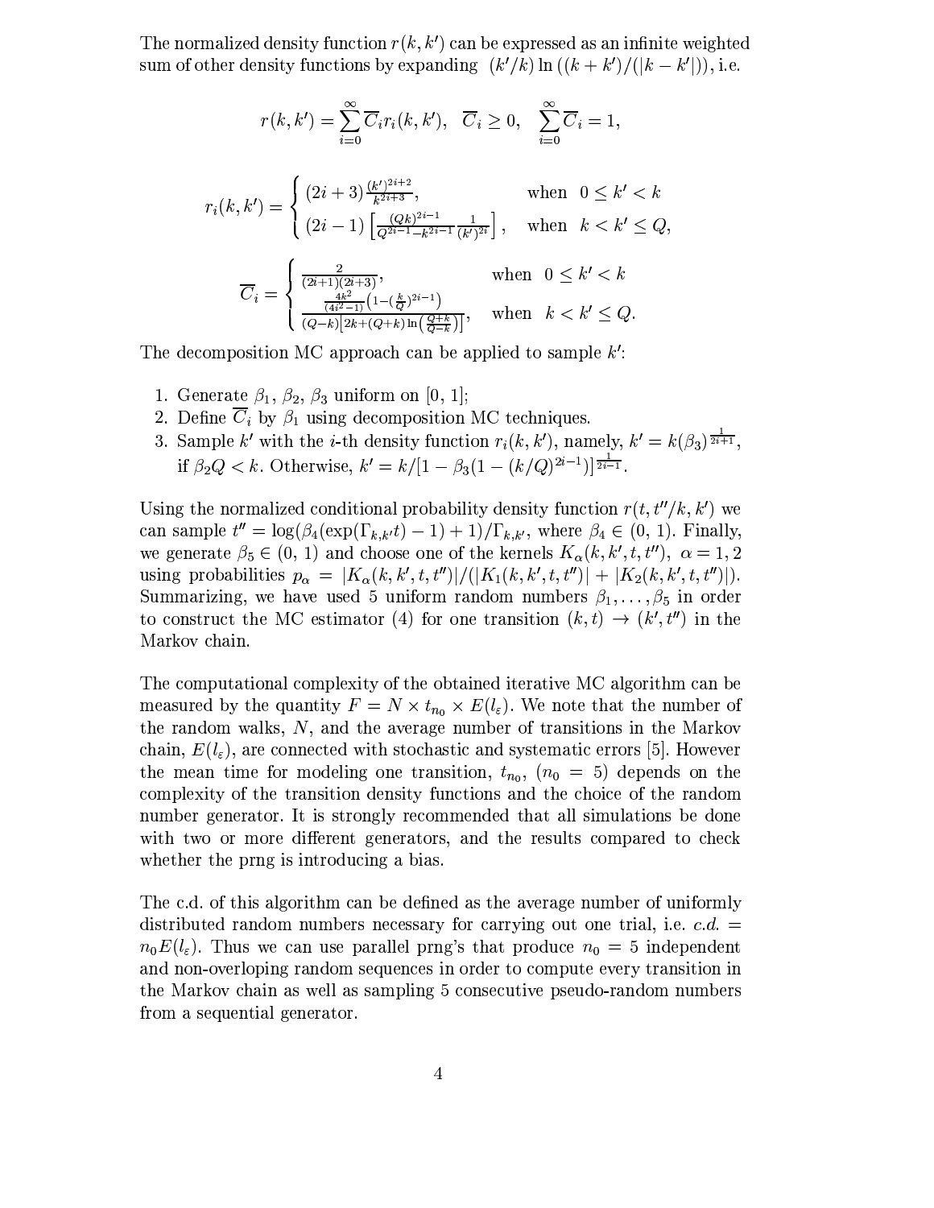The normalized density function $r(k, k')$ can be expressed as an infinite weighted sum of other density functions by expanding $(k'/k)\ln\left((k+k')/(|k-k'|)\right)$, i.e.

$$r(k,k') = \sum_{i=0}^{\infty} \overline{C}_i r_i(k,k'), \quad \overline{C}_i \geq 0, \quad \sum_{i=0}^{\infty} \overline{C}_i = 1,$$

$$r_i(k,k') = \begin{cases} (2i+3)\frac{(k')^{2i+2}}{k^{2i+3}}, & \text{when} \quad 0 \leq k' < k \\ (2i-1)\left[\frac{(Qk)^{2i-1}}{Q^{2i-1}-k^{2i-1}}\frac{1}{(k')^{2i}}\right], & \text{when} \quad k < k' \leq Q, \end{cases}$$

$$\overline{C}_i = \begin{cases} \frac{2}{(2i+1)(2i+3)}, & \text{when} \quad 0 \leq k' < k \\ \frac{\frac{4k^2}{(4i^2-1)}\left(1-(\frac{k}{Q})^{2i-1}\right)}{(Q-k)\left[2k+(Q+k)\ln\left(\frac{Q+k}{Q-k}\right)\right]}, & \text{when} \quad k < k' \leq Q. \end{cases}$$

The decomposition MC approach can be applied to sample $k'$:

1. Generate $\beta_1$, $\beta_2$, $\beta_3$ uniform on $[0, 1]$;
2. Define $\overline{C}_i$ by $\beta_1$ using decomposition MC techniques.
3. Sample $k'$ with the $i$-th density function $r_i(k, k')$, namely, $k' = k(\beta_3)^{\frac{1}{2i+1}}$, if $\beta_2 Q < k$. Otherwise, $k' = k/[1 - \beta_3(1 - (k/Q)^{2i-1})]^{\frac{1}{2i-1}}$.

Using the normalized conditional probability density function $r(t, t''/k, k')$ we can sample $t'' = \log(\beta_4(\exp(\Gamma_{k,k'}t) - 1) + 1)/\Gamma_{k,k'}$, where $\beta_4 \in (0, 1)$. Finally, we generate $\beta_5 \in (0, 1)$ and choose one of the kernels $K_\alpha(k, k', t, t'')$, $\alpha = 1, 2$ using probabilities $p_\alpha = |K_\alpha(k, k', t, t'')|/(|K_1(k, k', t, t'')| + |K_2(k, k', t, t'')|)$. Summarizing, we have used 5 uniform random numbers $\beta_1, \ldots, \beta_5$ in order to construct the MC estimator (4) for one transition $(k, t) \to (k', t'')$ in the Markov chain.

The computational complexity of the obtained iterative MC algorithm can be measured by the quantity $F = N \times t_{n_0} \times E(l_\varepsilon)$. We note that the number of the random walks, $N$, and the average number of transitions in the Markov chain, $E(l_\varepsilon)$, are connected with stochastic and systematic errors [5]. However the mean time for modeling one transition, $t_{n_0}$, $(n_0 = 5)$ depends on the complexity of the transition density functions and the choice of the random number generator. It is strongly recommended that all simulations be done with two or more different generators, and the results compared to check whether the prng is introducing a bias.

The c.d. of this algorithm can be defined as the average number of uniformly distributed random numbers necessary for carrying out one trial, i.e. *c.d.* $= n_0 E(l_\varepsilon)$. Thus we can use parallel prng's that produce $n_0 = 5$ independent and non-overloping random sequences in order to compute every transition in the Markov chain as well as sampling 5 consecutive pseudo-random numbers from a sequential generator.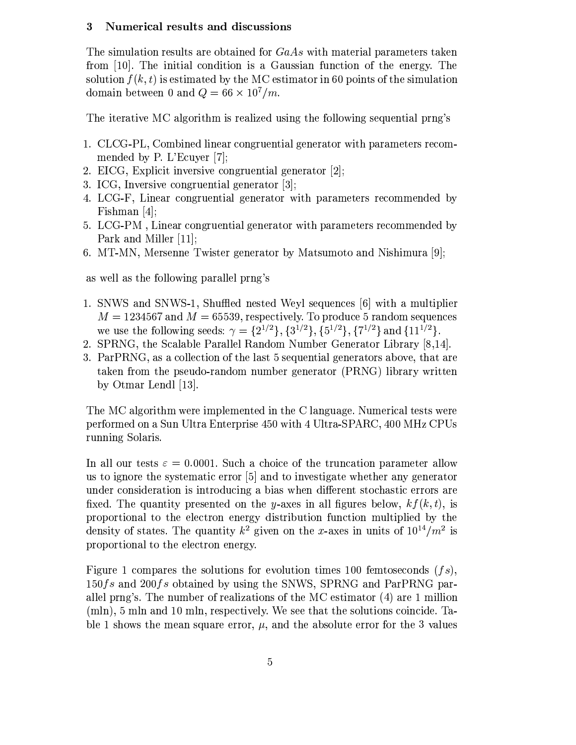## 3 Numerical results and discussions

The simulation results are obtained for $GaAs$ with material parameters taken from [10]. The initial condition is a Gaussian function of the energy. The solution $f(k,t)$ is estimated by the MC estimator in 60 points of the simulation domain between 0 and $Q = 66 \times 10^7/m$.

The iterative MC algorithm is realized using the following sequential prng's

1. CLCG-PL, Combined linear congruential generator with parameters recommended by P. L'Ecuyer [7];
2. EICG, Explicit inversive congruential generator [2];
3. ICG, Inversive congruential generator [3];
4. LCG-F, Linear congruential generator with parameters recommended by Fishman [4];
5. LCG-PM , Linear congruential generator with parameters recommended by Park and Miller [11];
6. MT-MN, Mersenne Twister generator by Matsumoto and Nishimura [9];

as well as the following parallel prng's

1. SNWS and SNWS-1, Shuffled nested Weyl sequences [6] with a multiplier $M = 1234567$ and $M = 65539$, respectively. To produce 5 random sequences we use the following seeds: $\gamma = \{2^{1/2}\}, \{3^{1/2}\}, \{5^{1/2}\}, \{7^{1/2}\}$ and $\{11^{1/2}\}$.
2. SPRNG, the Scalable Parallel Random Number Generator Library [8,14].
3. ParPRNG, as a collection of the last 5 sequential generators above, that are taken from the pseudo-random number generator (PRNG) library written by Otmar Lendl [13].

The MC algorithm were implemented in the C language. Numerical tests were performed on a Sun Ultra Enterprise 450 with 4 Ultra-SPARC, 400 MHz CPUs running Solaris.

In all our tests $\varepsilon = 0.0001$. Such a choice of the truncation parameter allow us to ignore the systematic error [5] and to investigate whether any generator under consideration is introducing a bias when different stochastic errors are fixed. The quantity presented on the $y$-axes in all figures below, $kf(k,t)$, is proportional to the electron energy distribution function multiplied by the density of states. The quantity $k^2$ given on the $x$-axes in units of $10^{14}/m^2$ is proportional to the electron energy.

Figure 1 compares the solutions for evolution times 100 femtoseconds ($fs$), $150fs$ and $200fs$ obtained by using the SNWS, SPRNG and ParPRNG parallel prng's. The number of realizations of the MC estimator (4) are 1 million (mln), 5 mln and 10 mln, respectively. We see that the solutions coincide. Table 1 shows the mean square error, $\mu$, and the absolute error for the 3 values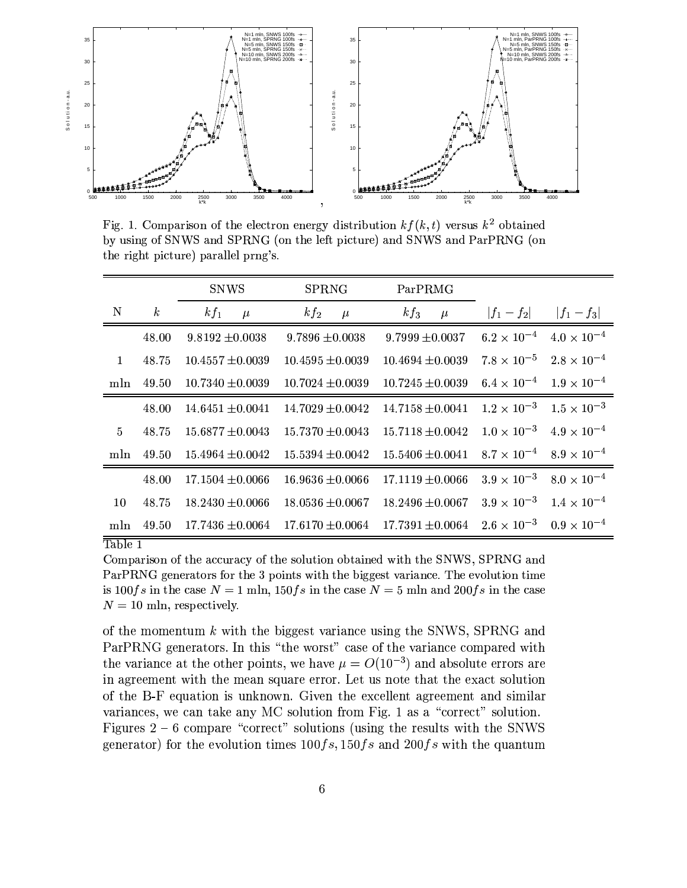Fig. 1. Comparison of the electron energy distribution $kf(k,t)$ versus $k^2$ obtained by using of SNWS and SPRNG (on the left picture) and SNWS and ParPRNG (on the right picture) parallel prng's.

| | | SNWS | SPRNG | ParPRMG | | |
|---|---|---|---|---|---|---|
| N | $k$ | $kf_1$ $\mu$ | $kf_2$ $\mu$ | $kf_3$ $\mu$ | $\lvert f_1 - f_2 \rvert$ | $\lvert f_1 - f_3 \rvert$ |
| | 48.00 | 9.8192 $\pm$0.0038 | 9.7896 $\pm$0.0038 | 9.7999 $\pm$0.0037 | $6.2 \times 10^{-4}$ | $4.0 \times 10^{-4}$ |
| 1 | 48.75 | 10.4557 $\pm$0.0039 | 10.4595 $\pm$0.0039 | 10.4694 $\pm$0.0039 | $7.8 \times 10^{-5}$ | $2.8 \times 10^{-4}$ |
| mln | 49.50 | 10.7340 $\pm$0.0039 | 10.7024 $\pm$0.0039 | 10.7245 $\pm$0.0039 | $6.4 \times 10^{-4}$ | $1.9 \times 10^{-4}$ |
| | 48.00 | 14.6451 $\pm$0.0041 | 14.7029 $\pm$0.0042 | 14.7158 $\pm$0.0041 | $1.2 \times 10^{-3}$ | $1.5 \times 10^{-3}$ |
| 5 | 48.75 | 15.6877 $\pm$0.0043 | 15.7370 $\pm$0.0043 | 15.7118 $\pm$0.0042 | $1.0 \times 10^{-3}$ | $4.9 \times 10^{-4}$ |
| mln | 49.50 | 15.4964 $\pm$0.0042 | 15.5394 $\pm$0.0042 | 15.5406 $\pm$0.0041 | $8.7 \times 10^{-4}$ | $8.9 \times 10^{-4}$ |
| | 48.00 | 17.1504 $\pm$0.0066 | 16.9636 $\pm$0.0066 | 17.1119 $\pm$0.0066 | $3.9 \times 10^{-3}$ | $8.0 \times 10^{-4}$ |
| 10 | 48.75 | 18.2430 $\pm$0.0066 | 18.0536 $\pm$0.0067 | 18.2496 $\pm$0.0067 | $3.9 \times 10^{-3}$ | $1.4 \times 10^{-4}$ |
| mln | 49.50 | 17.7436 $\pm$0.0064 | 17.6170 $\pm$0.0064 | 17.7391 $\pm$0.0064 | $2.6 \times 10^{-3}$ | $0.9 \times 10^{-4}$ |

Table 1

Comparison of the accuracy of the solution obtained with the SNWS, SPRNG and ParPRNG generators for the 3 points with the biggest variance. The evolution time is $100fs$ in the case $N = 1$ mln, $150fs$ in the case $N = 5$ mln and $200fs$ in the case $N = 10$ mln, respectively.

of the momentum $k$ with the biggest variance using the SNWS, SPRNG and ParPRNG generators. In this "the worst" case of the variance compared with the variance at the other points, we have $\mu = O(10^{-3})$ and absolute errors are in agreement with the mean square error. Let us note that the exact solution of the B-F equation is unknown. Given the excellent agreement and similar variances, we can take any MC solution from Fig. 1 as a "correct" solution. Figures 2 – 6 compare "correct" solutions (using the results with the SNWS generator) for the evolution times $100fs, 150fs$ and $200fs$ with the quantum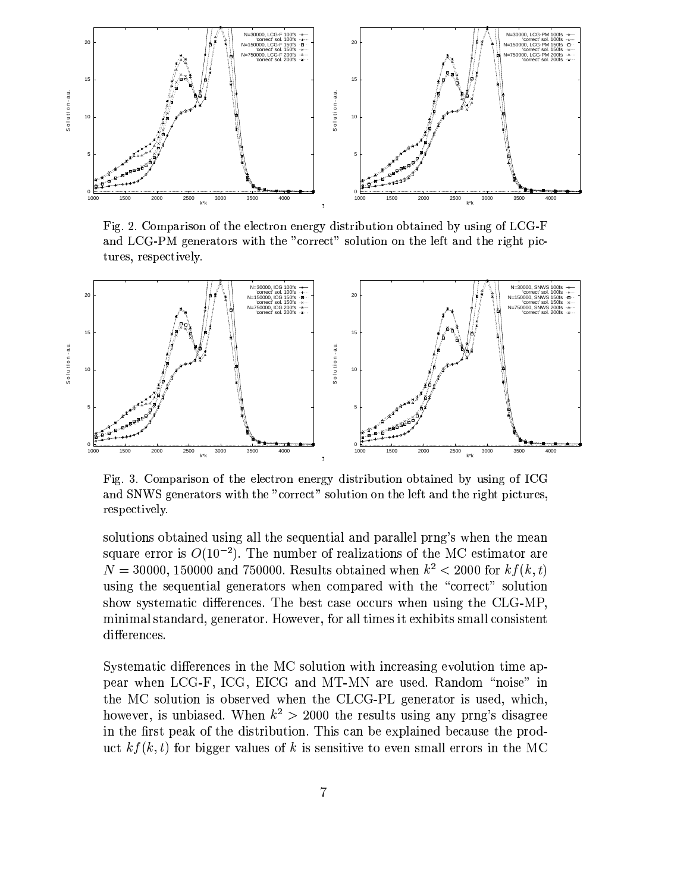Fig. 2. Comparison of the electron energy distribution obtained by using of LCG-F and LCG-PM generators with the "correct" solution on the left and the right pictures, respectively.

Fig. 3. Comparison of the electron energy distribution obtained by using of ICG and SNWS generators with the "correct" solution on the left and the right pictures, respectively.

solutions obtained using all the sequential and parallel prng's when the mean square error is $O(10^{-2})$. The number of realizations of the MC estimator are $N = 30000$, $150000$ and $750000$. Results obtained when $k^2 < 2000$ for $kf(k,t)$ using the sequential generators when compared with the "correct" solution show systematic differences. The best case occurs when using the CLG-MP, minimal standard, generator. However, for all times it exhibits small consistent differences.

Systematic differences in the MC solution with increasing evolution time appear when LCG-F, ICG, EICG and MT-MN are used. Random "noise" in the MC solution is observed when the CLCG-PL generator is used, which, however, is unbiased. When $k^2 > 2000$ the results using any prng's disagree in the first peak of the distribution. This can be explained because the product $kf(k,t)$ for bigger values of $k$ is sensitive to even small errors in the MC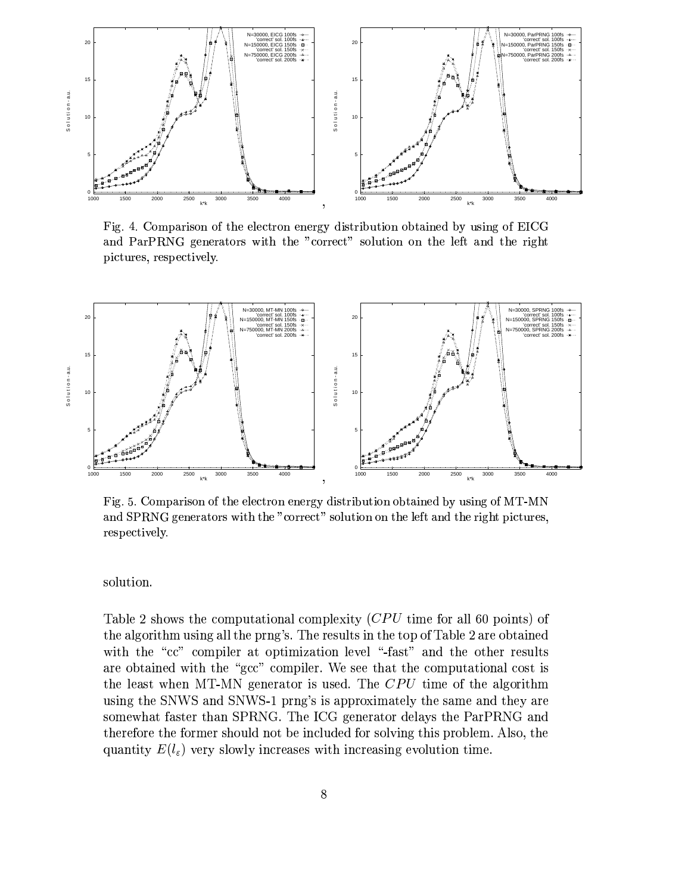Fig. 4. Comparison of the electron energy distribution obtained by using of EICG and ParPRNG generators with the "correct" solution on the left and the right pictures, respectively.

Fig. 5. Comparison of the electron energy distribution obtained by using of MT-MN and SPRNG generators with the "correct" solution on the left and the right pictures, respectively.

solution.

Table 2 shows the computational complexity ($CPU$ time for all 60 points) of the algorithm using all the prng's. The results in the top of Table 2 are obtained with the "cc" compiler at optimization level "-fast" and the other results are obtained with the "gcc" compiler. We see that the computational cost is the least when MT-MN generator is used. The $CPU$ time of the algorithm using the SNWS and SNWS-1 prng's is approximately the same and they are somewhat faster than SPRNG. The ICG generator delays the ParPRNG and therefore the former should not be included for solving this problem. Also, the quantity $E(l_\varepsilon)$ very slowly increases with increasing evolution time.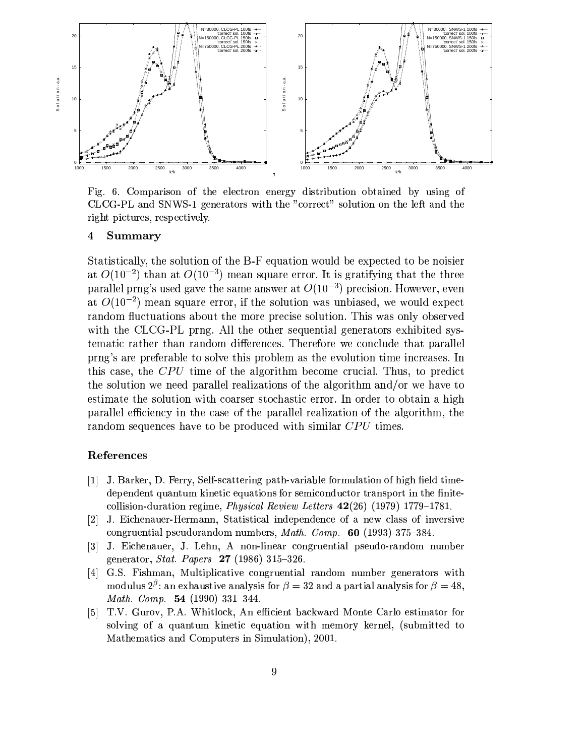Fig. 6. Comparison of the electron energy distribution obtained by using of CLCG-PL and SNWS-1 generators with the "correct" solution on the left and the right pictures, respectively.

## 4 Summary

Statistically, the solution of the B-F equation would be expected to be noisier at $O(10^{-2})$ than at $O(10^{-3})$ mean square error. It is gratifying that the three parallel prng's used gave the same answer at $O(10^{-3})$ precision. However, even at $O(10^{-2})$ mean square error, if the solution was unbiased, we would expect random fluctuations about the more precise solution. This was only observed with the CLCG-PL prng. All the other sequential generators exhibited systematic rather than random differences. Therefore we conclude that parallel prng's are preferable to solve this problem as the evolution time increases. In this case, the $CPU$ time of the algorithm become crucial. Thus, to predict the solution we need parallel realizations of the algorithm and/or we have to estimate the solution with coarser stochastic error. In order to obtain a high parallel efficiency in the case of the parallel realization of the algorithm, the random sequences have to be produced with similar $CPU$ times.

## References

[1] J. Barker, D. Ferry, Self-scattering path-variable formulation of high field time-dependent quantum kinetic equations for semiconductor transport in the finite-collision-duration regime, *Physical Review Letters* **42**(26) (1979) 1779–1781.

[2] J. Eichenauer-Hermann, Statistical independence of a new class of inversive congruential pseudorandom numbers, *Math. Comp.* **60** (1993) 375–384.

[3] J. Eichenauer, J. Lehn, A non-linear congruential pseudo-random number generator, *Stat. Papers* **27** (1986) 315–326.

[4] G.S. Fishman, Multiplicative congruential random number generators with modulus $2^{\beta}$: an exhaustive analysis for $\beta = 32$ and a partial analysis for $\beta = 48$, *Math. Comp.* **54** (1990) 331–344.

[5] T.V. Gurov, P.A. Whitlock, An efficient backward Monte Carlo estimator for solving of a quantum kinetic equation with memory kernel, (submitted to Mathematics and Computers in Simulation), 2001.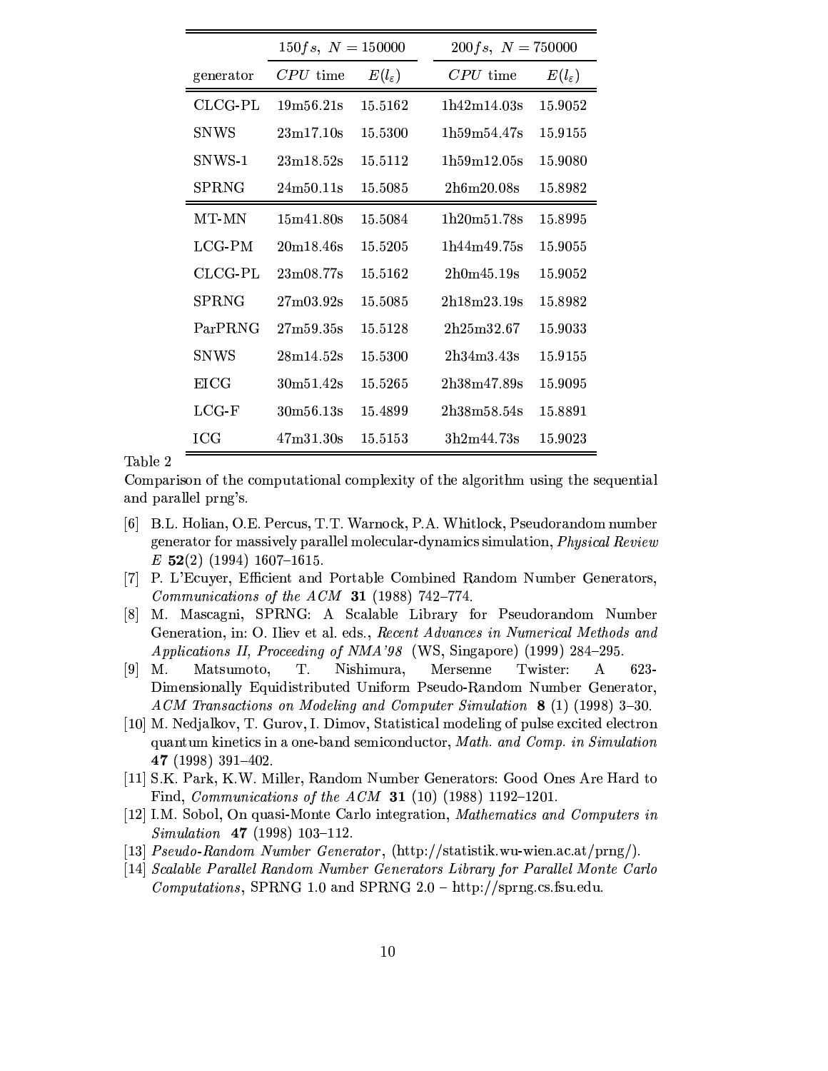| | $150fs,\ N = 150000$ | | $200fs,\ N = 750000$ | |
|---|---|---|---|---|
| generator | $CPU$ time | $E(l_\varepsilon)$ | $CPU$ time | $E(l_\varepsilon)$ |
| CLCG-PL | 19m56.21s | 15.5162 | 1h42m14.03s | 15.9052 |
| SNWS | 23m17.10s | 15.5300 | 1h59m54.47s | 15.9155 |
| SNWS-1 | 23m18.52s | 15.5112 | 1h59m12.05s | 15.9080 |
| SPRNG | 24m50.11s | 15.5085 | 2h6m20.08s | 15.8982 |
| MT-MN | 15m41.80s | 15.5084 | 1h20m51.78s | 15.8995 |
| LCG-PM | 20m18.46s | 15.5205 | 1h44m49.75s | 15.9055 |
| CLCG-PL | 23m08.77s | 15.5162 | 2h0m45.19s | 15.9052 |
| SPRNG | 27m03.92s | 15.5085 | 2h18m23.19s | 15.8982 |
| ParPRNG | 27m59.35s | 15.5128 | 2h25m32.67 | 15.9033 |
| SNWS | 28m14.52s | 15.5300 | 2h34m3.43s | 15.9155 |
| EICG | 30m51.42s | 15.5265 | 2h38m47.89s | 15.9095 |
| LCG-F | 30m56.13s | 15.4899 | 2h38m58.54s | 15.8891 |
| ICG | 47m31.30s | 15.5153 | 3h2m44.73s | 15.9023 |

Table 2

Comparison of the computational complexity of the algorithm using the sequential and parallel prng's.

[6] B.L. Holian, O.E. Percus, T.T. Warnock, P.A. Whitlock, Pseudorandom number generator for massively parallel molecular-dynamics simulation, *Physical Review E* **52**(2) (1994) 1607–1615.

[7] P. L'Ecuyer, Efficient and Portable Combined Random Number Generators, *Communications of the ACM* **31** (1988) 742–774.

[8] M. Mascagni, SPRNG: A Scalable Library for Pseudorandom Number Generation, in: O. Iliev et al. eds., *Recent Advances in Numerical Methods and Applications II, Proceeding of NMA'98* (WS, Singapore) (1999) 284–295.

[9] M. Matsumoto, T. Nishimura, Mersenne Twister: A 623-Dimensionally Equidistributed Uniform Pseudo-Random Number Generator, *ACM Transactions on Modeling and Computer Simulation* **8** (1) (1998) 3–30.

[10] M. Nedjalkov, T. Gurov, I. Dimov, Statistical modeling of pulse excited electron quantum kinetics in a one-band semiconductor, *Math. and Comp. in Simulation* **47** (1998) 391–402.

[11] S.K. Park, K.W. Miller, Random Number Generators: Good Ones Are Hard to Find, *Communications of the ACM* **31** (10) (1988) 1192–1201.

[12] I.M. Sobol, On quasi-Monte Carlo integration, *Mathematics and Computers in Simulation* **47** (1998) 103–112.

[13] *Pseudo-Random Number Generator*, (http://statistik.wu-wien.ac.at/prng/).

[14] *Scalable Parallel Random Number Generators Library for Parallel Monte Carlo Computations*, SPRNG 1.0 and SPRNG 2.0 – http://sprng.cs.fsu.edu.